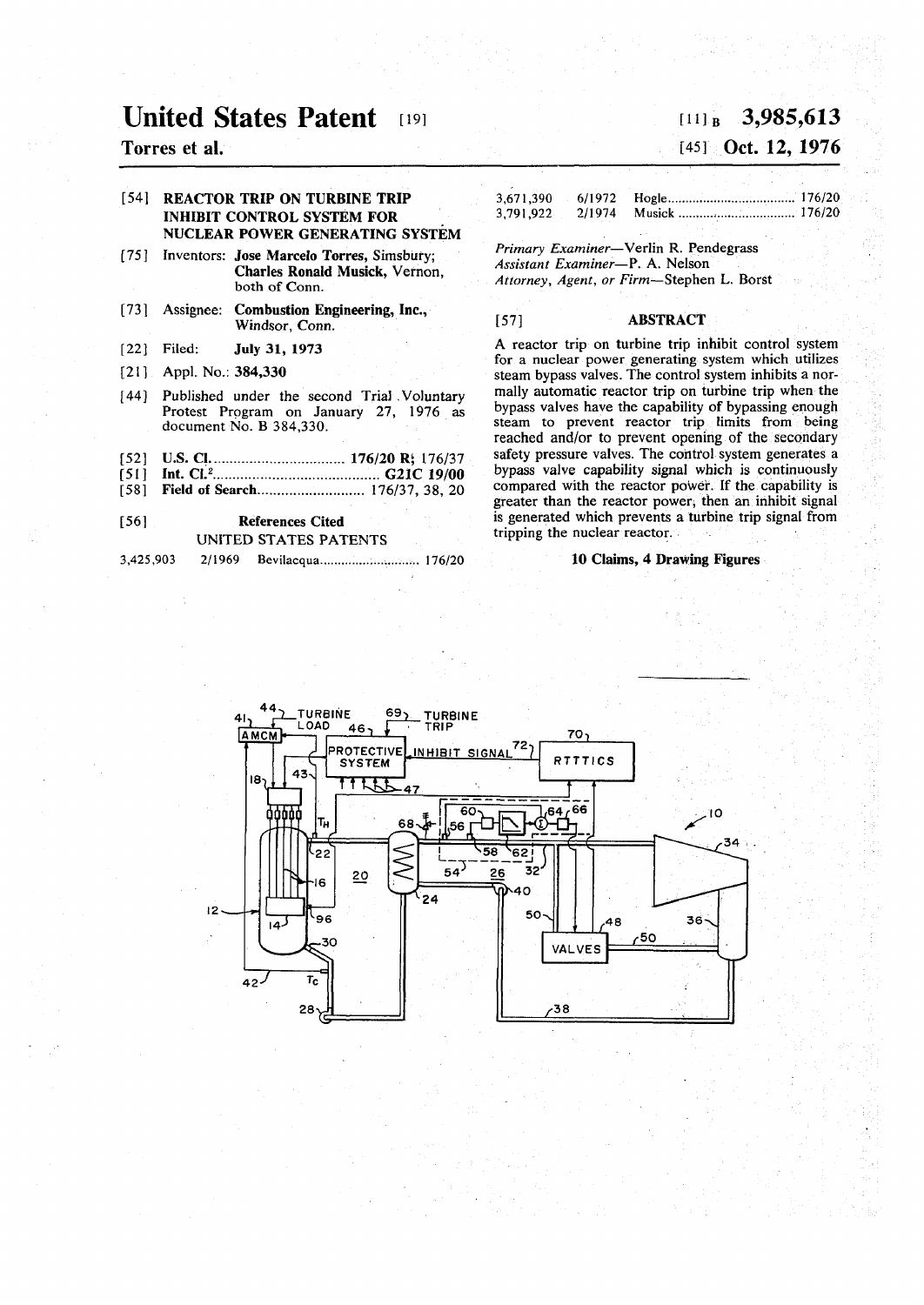# United States Patent [19]

**Torres et al.**

[11] B **3,985,613**

[45] **Oct. 12, 1976**

[54] **REACTOR TRIP ON TURBINE TRIP INHIBIT CONTROL SYSTEM FOR NUCLEAR POWER GENERATING SYSTEM**

[75] Inventors: **Jose Marcelo Torres**, Simsbury; **Charles Ronald Musick**, Vernon, both of Conn.

[73] Assignee: **Combustion Engineering, Inc.**, Windsor, Conn.

[22] Filed: **July 31, 1973**

[21] Appl. No.: **384,330**

[44] Published under the second Trial Voluntary Protest Program on January 27, 1976 as document No. B 384,330.

[52] **U.S. Cl.** .................................. **176/20 R**; 176/37

[51] **Int. Cl.**[2] .......................................... **G21C 19/00**

[58] **Field of Search** ............................ 176/37, 38, 20

[56] **References Cited**

UNITED STATES PATENTS

| | | | |
|---|---|---|---|
| 3,425,903 | 2/1969 | Bevilacqua | 176/20 |
| 3,671,390 | 6/1972 | Hogle | 176/20 |
| 3,791,922 | 2/1974 | Musick | 176/20 |

*Primary Examiner*—Verlin R. Pendegrass
*Assistant Examiner*—P. A. Nelson
*Attorney, Agent, or Firm*—Stephen L. Borst

[57] **ABSTRACT**

A reactor trip on turbine trip inhibit control system for a nuclear power generating system which utilizes steam bypass valves. The control system inhibits a normally automatic reactor trip on turbine trip when the bypass valves have the capability of bypassing enough steam to prevent reactor trip limits from being reached and/or to prevent opening of the secondary safety pressure valves. The control system generates a bypass valve capability signal which is continuously compared with the reactor power. If the capability is greater than the reactor power, then an inhibit signal is generated which prevents a turbine trip signal from tripping the nuclear reactor.

**10 Claims, 4 Drawing Figures**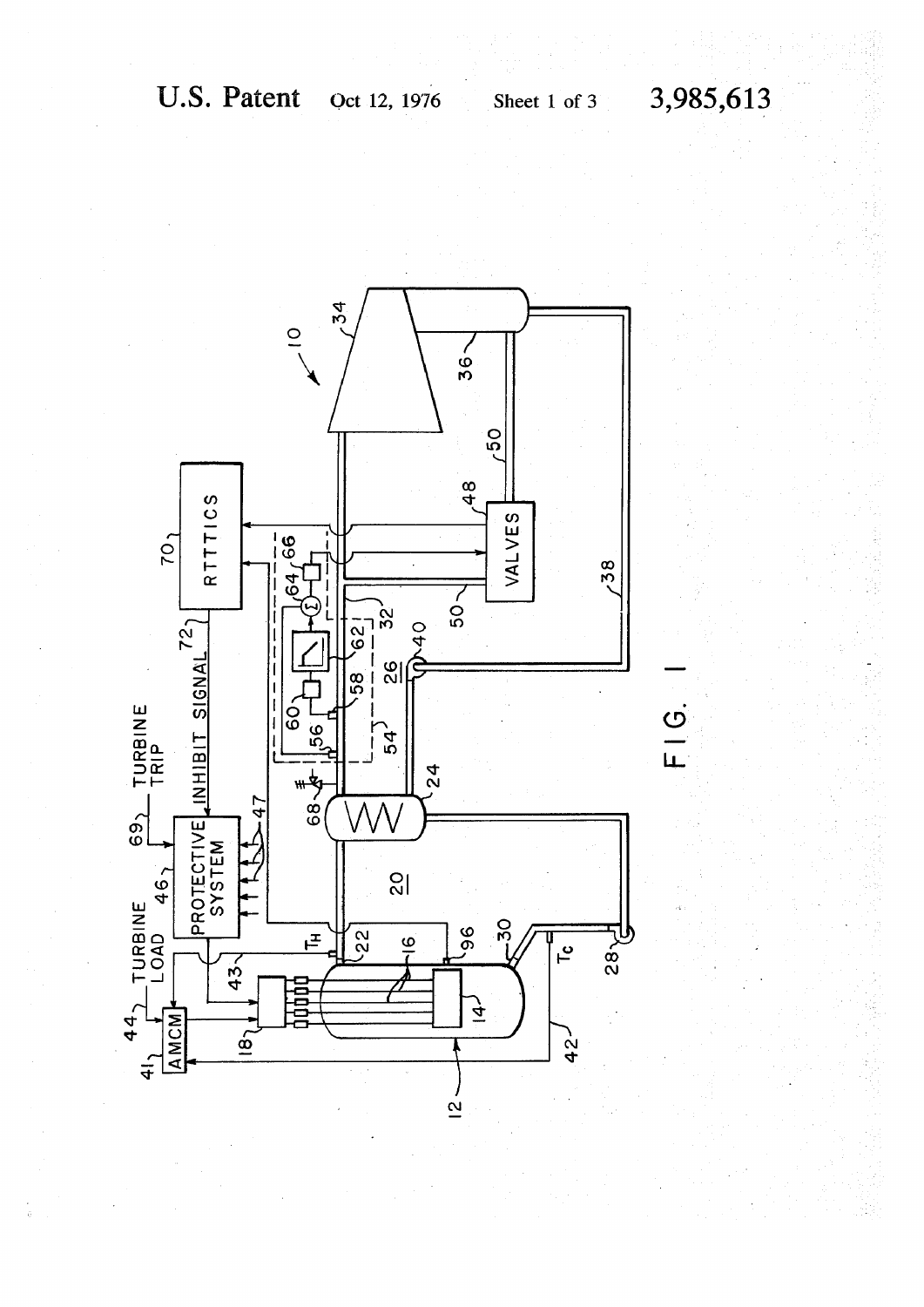FIG. 1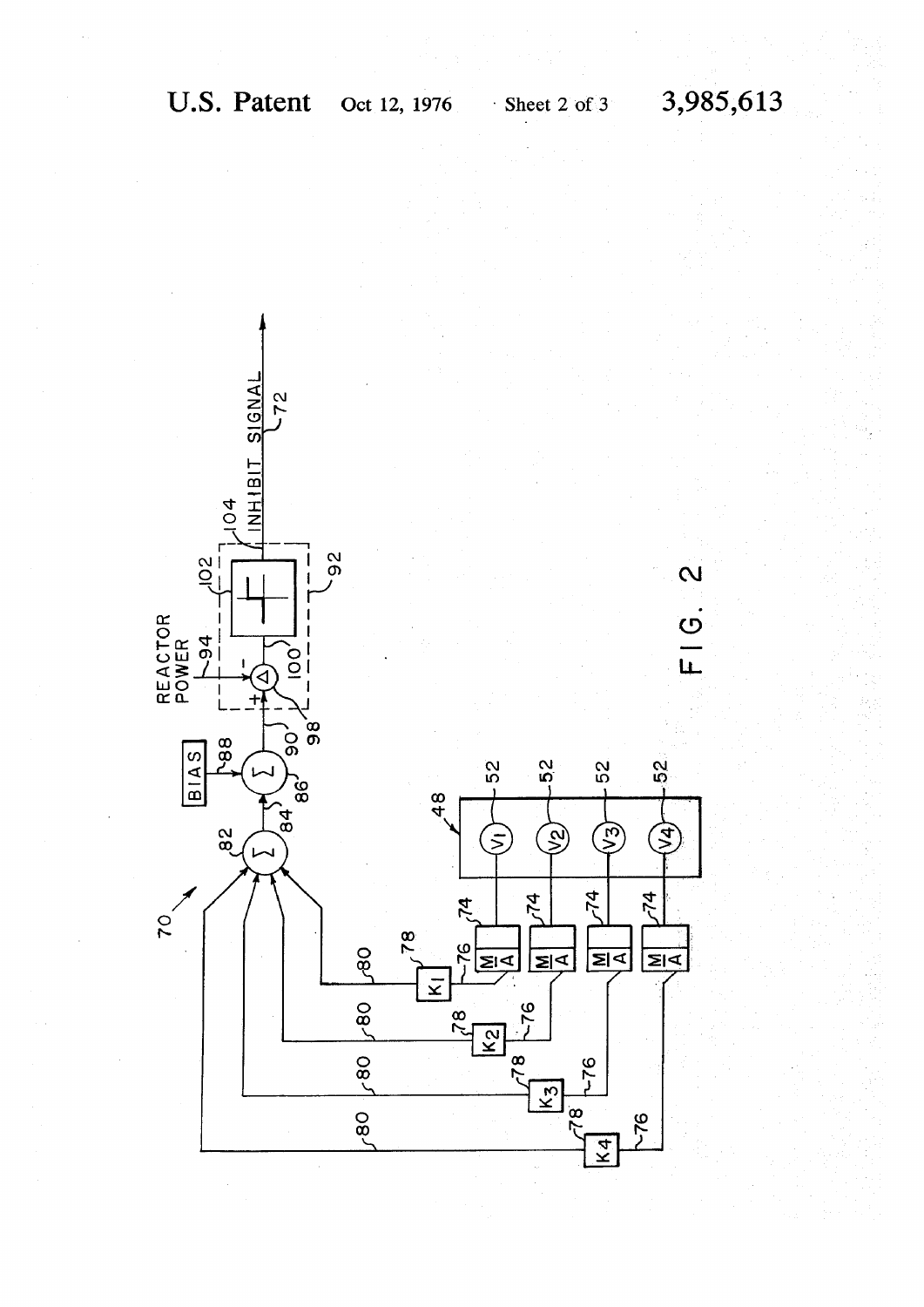FIG. 2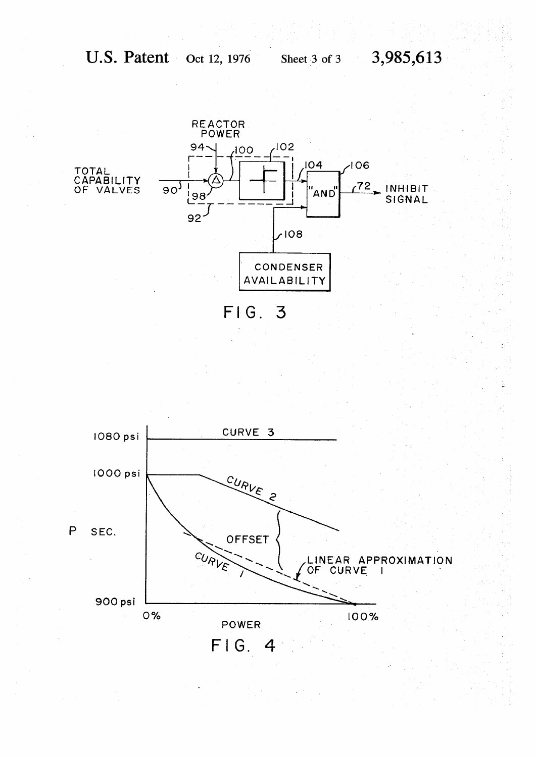REACTOR POWER

94

100

102

TOTAL CAPABILITY OF VALVES

90

98

92

104

106

"AND"

72

INHIBIT SIGNAL

108

CONDENSER AVAILABILITY

FIG. 3

1080 psi

CURVE 3

1000 psi

CURVE 2

P SEC.

OFFSET

CURVE 1

LINEAR APPROXIMATION OF CURVE 1

900 psi

0%

POWER

100%

FIG. 4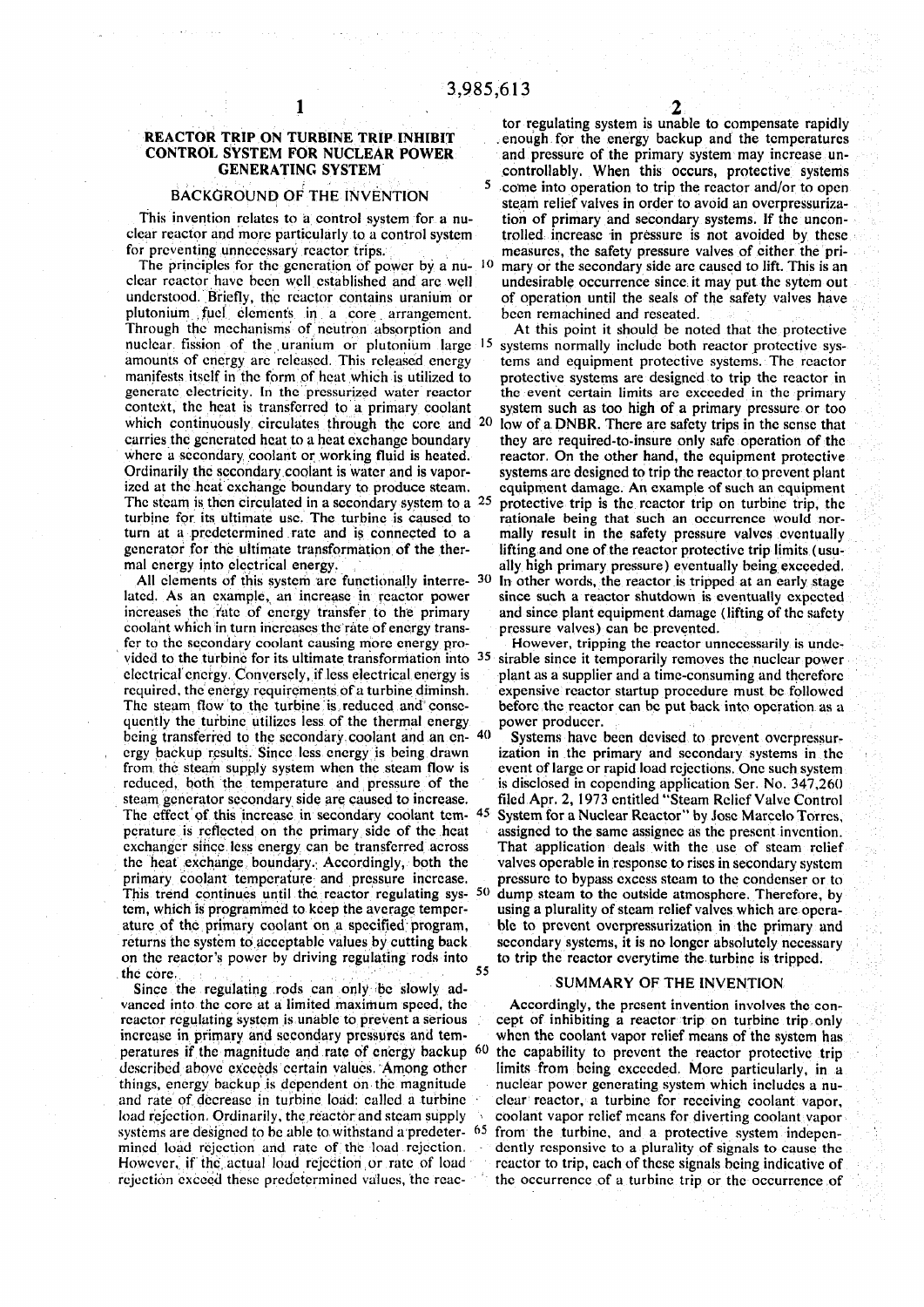# REACTOR TRIP ON TURBINE TRIP INHIBIT CONTROL SYSTEM FOR NUCLEAR POWER GENERATING SYSTEM

## BACKGROUND OF THE INVENTION

This invention relates to a control system for a nuclear reactor and more particularly to a control system for preventing unnecessary reactor trips.

The principles for the generation of power by a nuclear reactor have been well established and are well understood. Briefly, the reactor contains uranium or plutonium fuel elements in a core arrangement. Through the mechanisms of neutron absorption and nuclear fission of the uranium or plutonium large amounts of energy are released. This released energy manifests itself in the form of heat which is utilized to generate electricity. In the pressurized water reactor context, the heat is transferred to a primary coolant which continuously circulates through the core and carries the generated heat to a heat exchange boundary where a secondary coolant or working fluid is heated. Ordinarily the secondary coolant is water and is vaporized at the heat exchange boundary to produce steam. The steam is then circulated in a secondary system to a turbine for its ultimate use. The turbine is caused to turn at a predetermined rate and is connected to a generator for the ultimate transformation of the thermal energy into electrical energy.

All elements of this system are functionally interrelated. As an example, an increase in reactor power increases the rate of energy transfer to the primary coolant which in turn increases the rate of energy transfer to the secondary coolant causing more energy provided to the turbine for its ultimate transformation into electrical energy. Conversely, if less electrical energy is required, the energy requirements of a turbine diminsh. The steam flow to the turbine is reduced and consequently the turbine utilizes less of the thermal energy being transferred to the secondary coolant and an energy backup results. Since less energy is being drawn from the steam supply system when the steam flow is reduced, both the temperature and pressure of the steam generator secondary side are caused to increase. The effect of this increase in secondary coolant temperature is reflected on the primary side of the heat exchanger since less energy can be transferred across the heat exchange boundary. Accordingly, both the primary coolant temperature and pressure increase. This trend continues until the reactor regulating system, which is programmed to keep the average temperature of the primary coolant on a specified program, returns the system to acceptable values by cutting back on the reactor's power by driving regulating rods into the core.

Since the regulating rods can only be slowly advanced into the core at a limited maximum speed, the reactor regulating system is unable to prevent a serious increase in primary and secondary pressures and temperatures if the magnitude and rate of energy backup described above exceeds certain values. Among other things, energy backup is dependent on the magnitude and rate of decrease in turbine load: called a turbine load rejection. Ordinarily, the reactor and steam supply systems are designed to be able to withstand a predetermined load rejection and rate of the load rejection. However, if the actual load rejection or rate of load rejection exceed these predetermined values, the reactor regulating system is unable to compensate rapidly enough for the energy backup and the temperatures and pressure of the primary system may increase uncontrollably. When this occurs, protective systems come into operation to trip the reactor and/or to open steam relief valves in order to avoid an overpressurization of primary and secondary systems. If the uncontrolled increase in pressure is not avoided by these measures, the safety pressure valves of either the primary or the secondary side are caused to lift. This is an undesirable occurrence since it may put the sytem out of operation until the seals of the safety valves have been remachined and reseated.

At this point it should be noted that the protective systems normally include both reactor protective systems and equipment protective systems. The reactor protective systems are designed to trip the reactor in the event certain limits are exceeded in the primary system such as too high of a primary pressure or too low of a DNBR. There are safety trips in the sense that they are required to insure only safe operation of the reactor. On the other hand, the equipment protective systems are designed to trip the reactor to prevent plant equipment damage. An example of such an equipment protective trip is the reactor trip on turbine trip, the rationale being that such an occurrence would normally result in the safety pressure valves eventually lifting and one of the reactor protective trip limits (usually high primary pressure) eventually being exceeded. In other words, the reactor is tripped at an early stage since such a reactor shutdown is eventually expected and since plant equipment damage (lifting of the safety pressure valves) can be prevented.

However, tripping the reactor unnecessarily is undesirable since it temporarily removes the nuclear power plant as a supplier and a time-consuming and therefore expensive reactor startup procedure must be followed before the reactor can be put back into operation as a power producer.

Systems have been devised to prevent overpressurization in the primary and secondary systems in the event of large or rapid load rejections. One such system is disclosed in copending application Ser. No. 347,260 filed Apr. 2, 1973 entitled "Steam Relief Valve Control System for a Nuclear Reactor" by Jose Marcelo Torres, assigned to the same assignee as the present invention. That application deals with the use of steam relief valves operable in response to rises in secondary system pressure to bypass excess steam to the condenser or to dump steam to the outside atmosphere. Therefore, by using a plurality of steam relief valves which are operable to prevent overpressurization in the primary and secondary systems, it is no longer absolutely necessary to trip the reactor everytime the turbine is tripped.

## SUMMARY OF THE INVENTION

Accordingly, the present invention involves the concept of inhibiting a reactor trip on turbine trip only when the coolant vapor relief means of the system has the capability to prevent the reactor protective trip limits from being exceeded. More particularly, in a nuclear power generating system which includes a nuclear reactor, a turbine for receiving coolant vapor, coolant vapor relief means for diverting coolant vapor from the turbine, and a protective system independently responsive to a plurality of signals to cause the reactor to trip, each of these signals being indicative of the occurrence of a turbine trip or the occurrence of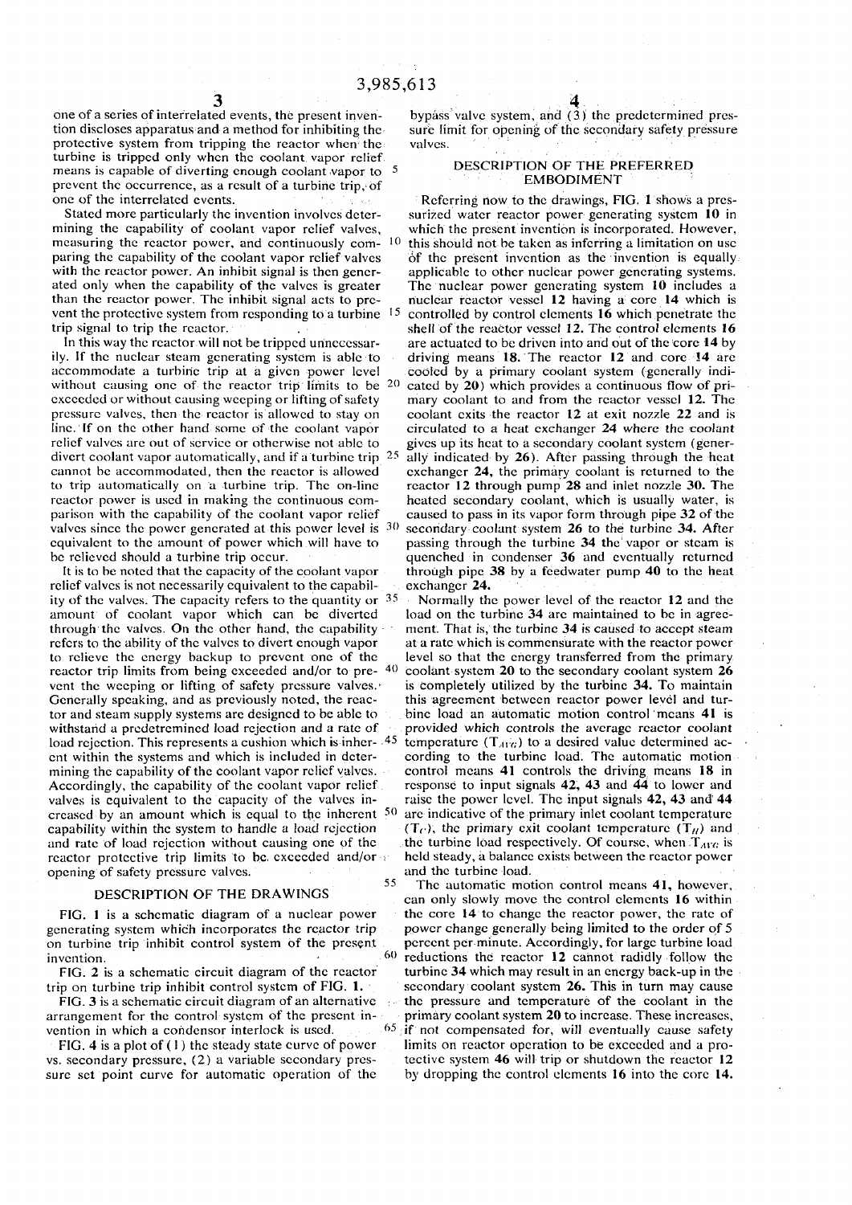one of a series of interrelated events, the present invention discloses apparatus and a method for inhibiting the protective system from tripping the reactor when the turbine is tripped only when the coolant vapor relief means is capable of diverting enough coolant vapor to prevent the occurrence, as a result of a turbine trip, of one of the interrelated events.

Stated more particularly the invention involves determining the capability of coolant vapor relief valves, measuring the reactor power, and continuously comparing the capability of the coolant vapor relief valves with the reactor power. An inhibit signal is then generated only when the capability of the valves is greater than the reactor power. The inhibit signal acts to prevent the protective system from responding to a turbine trip signal to trip the reactor.

In this way the reactor will not be tripped unnecessarily. If the nuclear steam generating system is able to accommodate a turbine trip at a given power level without causing one of the reactor trip limits to be exceeded or without causing weeping or lifting of safety pressure valves, then the reactor is allowed to stay on line. If on the other hand some of the coolant vapor relief valves are out of service or otherwise not able to divert coolant vapor automatically, and if a turbine trip cannot be accommodated, then the reactor is allowed to trip automatically on a turbine trip. The on-line reactor power is used in making the continuous comparison with the capability of the coolant vapor relief valves since the power generated at this power level is equivalent to the amount of power which will have to be relieved should a turbine trip occur.

It is to be noted that the capacity of the coolant vapor relief valves is not necessarily equivalent to the capability of the valves. The capacity refers to the quantity or amount of coolant vapor which can be diverted through the valves. On the other hand, the capability refers to the ability of the valves to divert enough vapor to relieve the energy backup to prevent one of the reactor trip limits from being exceeded and/or to prevent the weeping or lifting of safety pressure valves. Generally speaking, and as previously noted, the reactor and steam supply systems are designed to be able to withstand a predetermined load rejection and a rate of load rejection. This represents a cushion which is inherent within the systems and which is included in determining the capability of the coolant vapor relief valves. Accordingly, the capability of the coolant vapor relief valves is equivalent to the capacity of the valves increased by an amount which is equal to the inherent capability within the system to handle a load rejection and rate of load rejection without causing one of the reactor protective trip limits to be exceeded and/or opening of safety pressure valves.

## DESCRIPTION OF THE DRAWINGS

FIG. 1 is a schematic diagram of a nuclear power generating system which incorporates the reactor trip on turbine trip inhibit control system of the present invention.

FIG. 2 is a schematic circuit diagram of the reactor trip on turbine trip inhibit control system of FIG. 1.

FIG. 3 is a schematic circuit diagram of an alternative arrangement for the control system of the present invention in which a condensor interlock is used.

FIG. 4 is a plot of (1) the steady state curve of power vs. secondary pressure, (2) a variable secondary pressure set point curve for automatic operation of the bypass valve system, and (3) the predetermined pressure limit for opening of the secondary safety pressure valves.

## DESCRIPTION OF THE PREFERRED EMBODIMENT

Referring now to the drawings, FIG. 1 shows a pressurized water reactor power generating system 10 in which the present invention is incorporated. However, this should not be taken as inferring a limitation on use of the present invention as the invention is equally applicable to other nuclear power generating systems. The nuclear power generating system 10 includes a nuclear reactor vessel 12 having a core 14 which is controlled by control elements 16 which penetrate the shell of the reactor vessel 12. The control elements 16 are actuated to be driven into and out of the core 14 by driving means 18. The reactor 12 and core 14 are cooled by a primary coolant system (generally indicated by 20) which provides a continuous flow of primary coolant to and from the reactor vessel 12. The coolant exits the reactor 12 at exit nozzle 22 and is circulated to a heat exchanger 24 where the coolant gives up its heat to a secondary coolant system (generally indicated by 26). After passing through the heat exchanger 24, the primary coolant is returned to the reactor 12 through pump 28 and inlet nozzle 30. The heated secondary coolant, which is usually water, is caused to pass in its vapor form through pipe 32 of the secondary coolant system 26 to the turbine 34. After passing through the turbine 34 the vapor or steam is quenched in condenser 36 and eventually returned through pipe 38 by a feedwater pump 40 to the heat exchanger 24.

Normally the power level of the reactor 12 and the load on the turbine 34 are maintained to be in agreement. That is, the turbine 34 is caused to accept steam at a rate which is commensurate with the reactor power level so that the energy transferred from the primary coolant system 20 to the secondary coolant system 26 is completely utilized by the turbine 34. To maintain this agreement between reactor power level and turbine load an automatic motion control means 41 is provided which controls the average reactor coolant temperature ($T_{AVG}$) to a desired value determined according to the turbine load. The automatic motion control means 41 controls the driving means 18 in response to input signals 42, 43 and 44 to lower and raise the power level. The input signals 42, 43 and 44 are indicative of the primary inlet coolant temperature ($T_C$), the primary exit coolant temperature ($T_H$) and the turbine load respectively. Of course, when $T_{AVG}$ is held steady, a balance exists between the reactor power and the turbine load.

The automatic motion control means 41, however, can only slowly move the control elements 16 within the core 14 to change the reactor power, the rate of power change generally being limited to the order of 5 percent per minute. Accordingly, for large turbine load reductions the reactor 12 cannot radidly follow the turbine 34 which may result in an energy back-up in the secondary coolant system 26. This in turn may cause the pressure and temperature of the coolant in the primary coolant system 20 to increase. These increases, if not compensated for, will eventually cause safety limits on reactor operation to be exceeded and a protective system 46 will trip or shutdown the reactor 12 by dropping the control elements 16 into the core 14.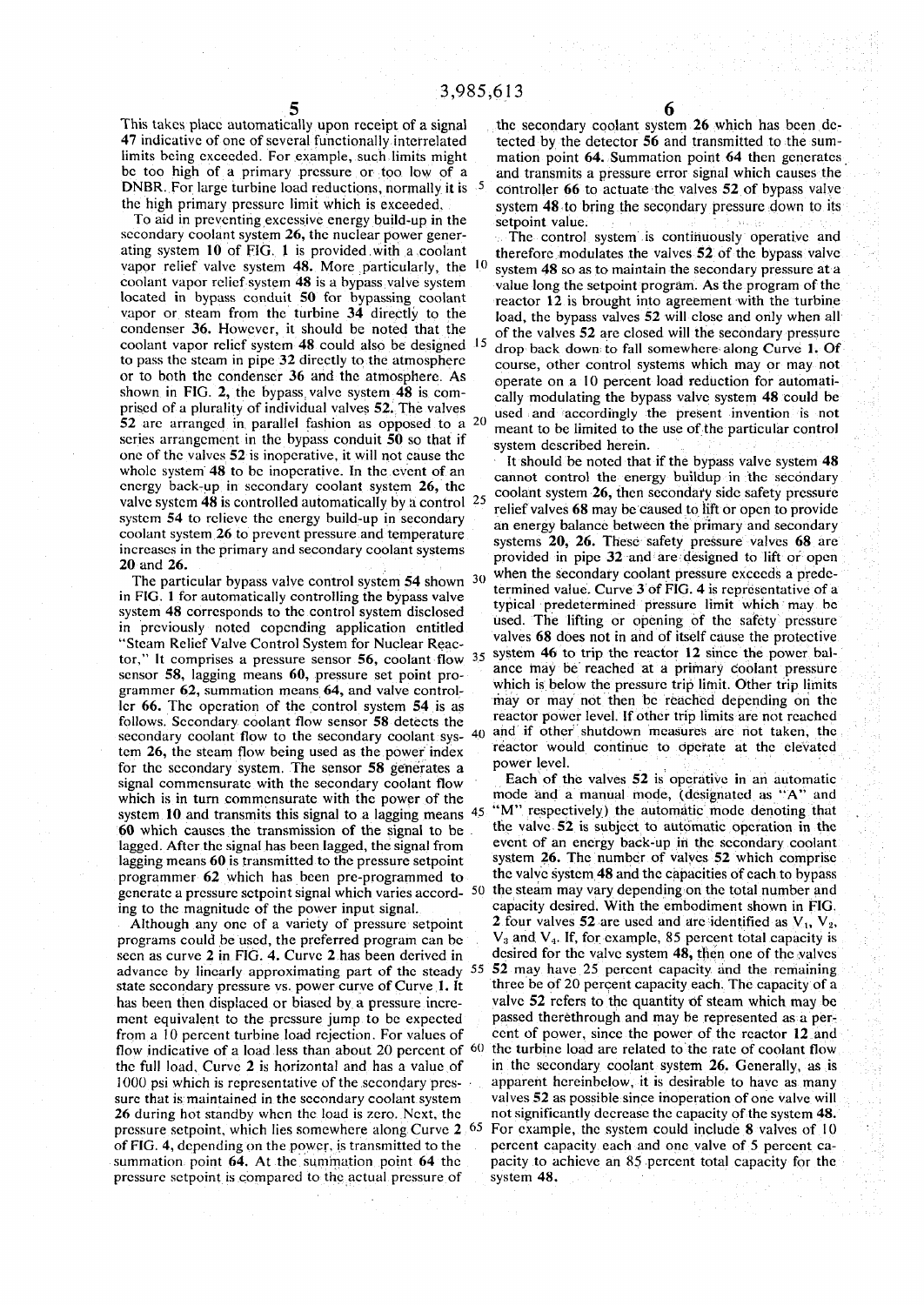This takes place automatically upon receipt of a signal 47 indicative of one of several functionally interrelated limits being exceeded. For example, such limits might be too high of a primary pressure or too low of a DNBR. For large turbine load reductions, normally it is the high primary pressure limit which is exceeded.

To aid in preventing excessive energy build-up in the secondary coolant system 26, the nuclear power generating system 10 of FIG. 1 is provided with a coolant vapor relief valve system 48. More particularly, the coolant vapor relief system 48 is a bypass valve system located in bypass conduit 50 for bypassing coolant vapor or steam from the turbine 34 directly to the condenser 36. However, it should be noted that the coolant vapor relief system 48 could also be designed to pass the steam in pipe 32 directly to the atmosphere or to both the condenser 36 and the atmosphere. As shown in FIG. 2, the bypass valve system 48 is comprised of a plurality of individual valves 52. The valves 52 are arranged in parallel fashion as opposed to a series arrangement in the bypass conduit 50 so that if one of the valves 52 is inoperative, it will not cause the whole system 48 to be inoperative. In the event of an energy back-up in secondary coolant system 26, the valve system 48 is controlled automatically by a control system 54 to relieve the energy build-up in secondary coolant system 26 to prevent pressure and temperature increases in the primary and secondary coolant systems 20 and 26.

The particular bypass valve control system 54 shown in FIG. 1 for automatically controlling the bypass valve system 48 corresponds to the control system disclosed in previously noted copending application entitled "Steam Relief Valve Control System for Nuclear Reactor," It comprises a pressure sensor 56, coolant flow sensor 58, lagging means 60, pressure set point programmer 62, summation means 64, and valve controller 66. The operation of the control system 54 is as follows. Secondary coolant flow sensor 58 detects the secondary coolant flow to the secondary coolant system 26, the steam flow being used as the power index for the secondary system. The sensor 58 generates a signal commensurate with the secondary coolant flow which is in turn commensurate with the power of the system 10 and transmits this signal to a lagging means 60 which causes the transmission of the signal to be lagged. After the signal has been lagged, the signal from lagging means 60 is transmitted to the pressure setpoint programmer 62 which has been pre-programmed to generate a pressure setpoint signal which varies according to the magnitude of the power input signal.

Although any one of a variety of pressure setpoint programs could be used, the preferred program can be seen as curve 2 in FIG. 4. Curve 2 has been derived in advance by linearly approximating part of the steady state secondary pressure vs. power curve of Curve 1. It has been then displaced or biased by a pressure increment equivalent to the pressure jump to be expected from a 10 percent turbine load rejection. For values of flow indicative of a load less than about 20 percent of the full load, Curve 2 is horizontal and has a value of 1000 psi which is representative of the secondary pressure that is maintained in the secondary coolant system 26 during hot standby when the load is zero. Next, the pressure setpoint, which lies somewhere along Curve 2 of FIG. 4, depending on the power, is transmitted to the summation point 64. At the summation point 64 the pressure setpoint is compared to the actual pressure of the secondary coolant system 26 which has been detected by the detector 56 and transmitted to the summation point 64. Summation point 64 then generates and transmits a pressure error signal which causes the controller 66 to actuate the valves 52 of bypass valve system 48 to bring the secondary pressure down to its setpoint value.

The control system is continuously operative and therefore modulates the valves 52 of the bypass valve system 48 so as to maintain the secondary pressure at a value long the setpoint program. As the program of the reactor 12 is brought into agreement with the turbine load, the bypass valves 52 will close and only when all of the valves 52 are closed will the secondary pressure drop back down to fall somewhere along Curve 1. Of course, other control systems which may or may not operate on a 10 percent load reduction for automatically modulating the bypass valve system 48 could be used and accordingly the present invention is not meant to be limited to the use of the particular control system described herein.

It should be noted that if the bypass valve system 48 cannot control the energy buildup in the secondary coolant system 26, then secondary side safety pressure relief valves 68 may be caused to lift or open to provide an energy balance between the primary and secondary systems 20, 26. These safety pressure valves 68 are provided in pipe 32 and are designed to lift or open when the secondary coolant pressure exceeds a predetermined value. Curve 3 of FIG. 4 is representative of a typical predetermined pressure limit which may be used. The lifting or opening of the safety pressure valves 68 does not in and of itself cause the protective system 46 to trip the reactor 12 since the power balance may be reached at a primary coolant pressure which is below the pressure trip limit. Other trip limits may or may not then be reached depending on the reactor power level. If other trip limits are not reached and if other shutdown measures are not taken, the reactor would continue to operate at the elevated power level.

Each of the valves 52 is operative in an automatic mode and a manual mode, (designated as "A" and "M" respectively) the automatic mode denoting that the valve 52 is subject to automatic operation in the event of an energy back-up in the secondary coolant system 26. The number of valves 52 which comprise the valve system 48 and the capacities of each to bypass the steam may vary depending on the total number and capacity desired. With the embodiment shown in FIG. 2 four valves 52 are used and are identified as $V_1$, $V_2$, $V_3$ and $V_4$. If, for example, 85 percent total capacity is desired for the valve system 48, then one of the valves 52 may have 25 percent capacity and the remaining three be of 20 percent capacity each. The capacity of a valve 52 refers to the quantity of steam which may be passed therethrough and may be represented as a percent of power, since the power of the reactor 12 and the turbine load are related to the rate of coolant flow in the secondary coolant system 26. Generally, as is apparent hereinbelow, it is desirable to have as many valves 52 as possible since inoperation of one valve will not significantly decrease the capacity of the system 48. For example, the system could include 8 valves of 10 percent capacity each and one valve of 5 percent capacity to achieve an 85 percent total capacity for the system 48.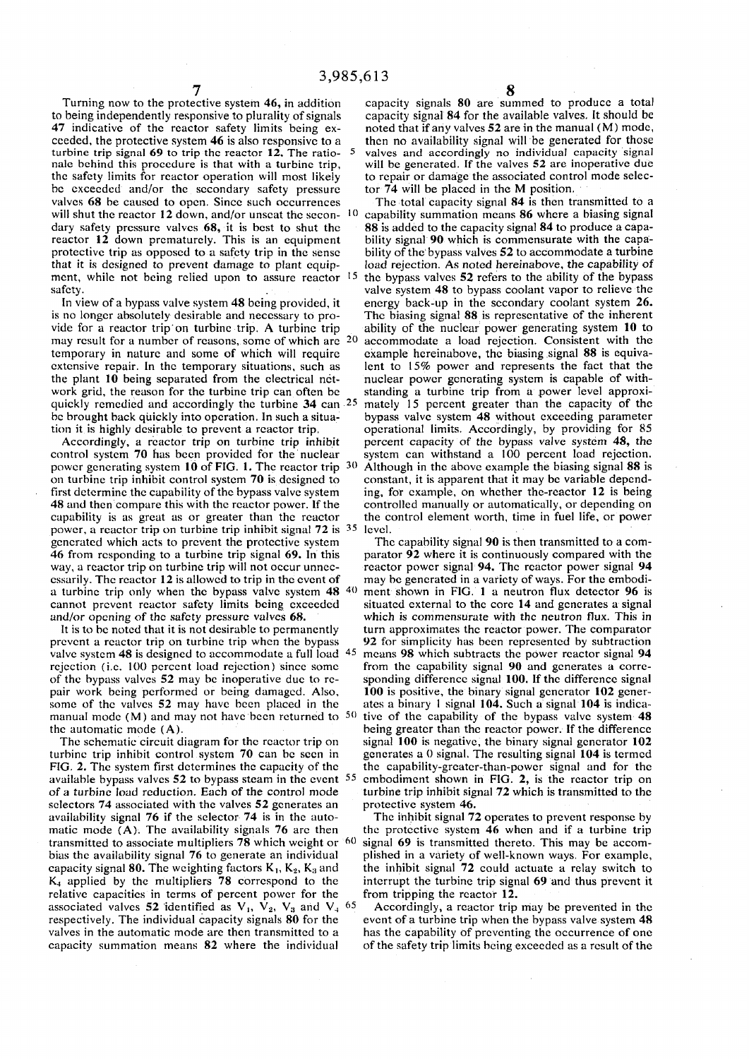Turning now to the protective system 46, in addition to being independently responsive to plurality of signals 47 indicative of the reactor safety limits being exceeded, the protective system 46 is also responsive to a turbine trip signal 69 to trip the reactor 12. The rationale behind this procedure is that with a turbine trip, the safety limits for reactor operation will most likely be exceeded and/or the secondary safety pressure valves 68 be caused to open. Since such occurrences will shut the reactor 12 down, and/or unseat the secondary safety pressure valves 68, it is best to shut the reactor 12 down prematurely. This is an equipment protective trip as opposed to a safety trip in the sense that it is designed to prevent damage to plant equipment, while not being relied upon to assure reactor safety.

In view of a bypass valve system 48 being provided, it is no longer absolutely desirable and necessary to provide for a reactor trip on turbine trip. A turbine trip may result for a number of reasons, some of which are temporary in nature and some of which will require extensive repair. In the temporary situations, such as the plant 10 being separated from the electrical network grid, the reason for the turbine trip can often be quickly remedied and accordingly the turbine 34 can be brought back quickly into operation. In such a situation it is highly desirable to prevent a reactor trip.

Accordingly, a reactor trip on turbine trip inhibit control system 70 has been provided for the nuclear power generating system 10 of FIG. 1. The reactor trip on turbine trip inhibit control system 70 is designed to first determine the capability of the bypass valve system 48 and then compare this with the reactor power. If the capability is as great as or greater than the reactor power, a reactor trip on turbine trip inhibit signal 72 is generated which acts to prevent the protective system 46 from responding to a turbine trip signal 69. In this way, a reactor trip on turbine trip will not occur unnecessarily. The reactor 12 is allowed to trip in the event of a turbine trip only when the bypass valve system 48 cannot prevent reactor safety limits being exceeded and/or opening of the safety pressure valves 68.

It is to be noted that it is not desirable to permanently prevent a reactor trip on turbine trip when the bypass valve system 48 is designed to accommodate a full load rejection (i.e. 100 percent load rejection) since some of the bypass valves 52 may be inoperative due to repair work being performed or being damaged. Also, some of the valves 52 may have been placed in the manual mode (M) and may not have been returned to the automatic mode (A).

The schematic circuit diagram for the reactor trip on turbine trip inhibit control system 70 can be seen in FIG. 2. The system first determines the capacity of the available bypass valves 52 to bypass steam in the event of a turbine load reduction. Each of the control mode selectors 74 associated with the valves 52 generates an availability signal 76 if the selector 74 is in the automatic mode (A). The availability signals 76 are then transmitted to associate multipliers 78 which weight or bias the availability signal 76 to generate an individual capacity signal 80. The weighting factors $K_1$, $K_2$, $K_3$ and $K_4$ applied by the multipliers 78 correspond to the relative capacities in terms of percent power for the associated valves 52 identified as $V_1$, $V_2$, $V_3$ and $V_4$ respectively. The individual capacity signals 80 for the valves in the automatic mode are then transmitted to a capacity summation means 82 where the individual capacity signals 80 are summed to produce a total capacity signal 84 for the available valves. It should be noted that if any valves 52 are in the manual (M) mode, then no availability signal will be generated for those valves and accordingly no individual capacity signal will be generated. If the valves 52 are inoperative due to repair or damage the associated control mode selector 74 will be placed in the M position.

The total capacity signal 84 is then transmitted to a capability summation means 86 where a biasing signal 88 is added to the capacity signal 84 to produce a capability signal 90 which is commensurate with the capability of the bypass valves 52 to accommodate a turbine load rejection. As noted hereinabove, the capability of the bypass valves 52 refers to the ability of the bypass valve system 48 to bypass coolant vapor to relieve the energy back-up in the secondary coolant system 26. The biasing signal 88 is representative of the inherent ability of the nuclear power generating system 10 to accommodate a load rejection. Consistent with the example hereinabove, the biasing signal 88 is equivalent to 15% power and represents the fact that the nuclear power generating system is capable of withstanding a turbine trip from a power level approximately 15 percent greater than the capacity of the bypass valve system 48 without exceeding parameter operational limits. Accordingly, by providing for 85 percent capacity of the bypass valve system 48, the system can withstand a 100 percent load rejection. Although in the above example the biasing signal 88 is constant, it is apparent that it may be variable depending, for example, on whether the reactor 12 is being controlled manually or automatically, or depending on the control element worth, time in fuel life, or power level.

The capability signal 90 is then transmitted to a comparator 92 where it is continuously compared with the reactor power signal 94. The reactor power signal 94 may be generated in a variety of ways. For the embodiment shown in FIG. 1 a neutron flux detector 96 is situated external to the core 14 and generates a signal which is commensurate with the neutron flux. This in turn approximates the reactor power. The comparator 92 for simplicity has been represented by subtraction means 98 which subtracts the power reactor signal 94 from the capability signal 90 and generates a corresponding difference signal 100. If the difference signal 100 is positive, the binary signal generator 102 generates a binary 1 signal 104. Such a signal 104 is indicative of the capability of the bypass valve system 48 being greater than the reactor power. If the difference signal 100 is negative, the binary signal generator 102 generates a 0 signal. The resulting signal 104 is termed the capability-greater-than-power signal and for the embodiment shown in FIG. 2, is the reactor trip on turbine trip inhibit signal 72 which is transmitted to the protective system 46.

The inhibit signal 72 operates to prevent response by the protective system 46 when and if a turbine trip signal 69 is transmitted thereto. This may be accomplished in a variety of well-known ways. For example, the inhibit signal 72 could actuate a relay switch to interrupt the turbine trip signal 69 and thus prevent it from tripping the reactor 12.

Accordingly, a reactor trip may be prevented in the event of a turbine trip when the bypass valve system 48 has the capability of preventing the occurrence of one of the safety trip limits being exceeded as a result of the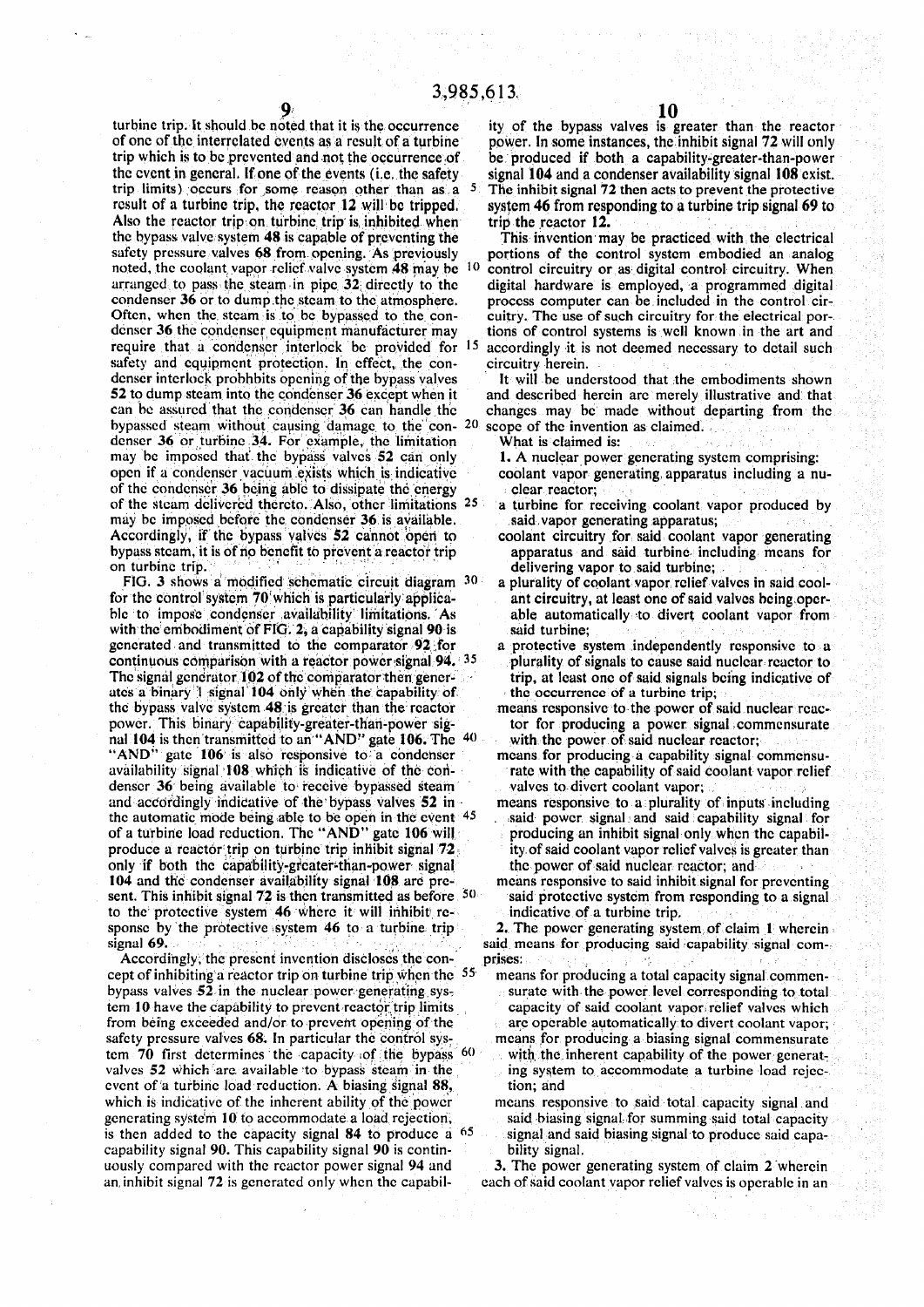turbine trip. It should be noted that it is the occurrence of one of the interrelated events as a result of a turbine trip which is to be prevented and not the occurrence of the event in general. If one of the events (i.e. the safety trip limits) occurs for some reason other than as a result of a turbine trip, the reactor 12 will be tripped. Also the reactor trip on turbine trip is inhibited when the bypass valve system 48 is capable of preventing the safety pressure valves 68 from opening. As previously noted, the coolant vapor relief valve system 48 may be arranged to pass the steam in pipe 32 directly to the condenser 36 or to dump the steam to the atmosphere. Often, when the steam is to be bypassed to the condenser 36 the condenser equipment manufacturer may require that a condenser interlock be provided for safety and equipment protection. In effect, the condenser interlock probhbits opening of the bypass valves 52 to dump steam into the condenser 36 except when it can be assured that the condenser 36 can handle the bypassed steam without causing damage to the condenser 36 or turbine 34. For example, the limitation may be imposed that the bypass valves 52 can only open if a condenser vacuum exists which is indicative of the condenser 36 being able to dissipate the energy of the steam delivered thereto. Also, other limitations may be imposed before the condenser 36 is available. Accordingly, if the bypass valves 52 cannot open to bypass steam, it is of no benefit to prevent a reactor trip on turbine trip.

FIG. 3 shows a modified schematic circuit diagram for the control system 70 which is particularly applicable to impose condenser availability limitations. As with the embodiment of FIG. 2, a capability signal 90 is generated and transmitted to the comparator 92 for continuous comparison with a reactor power signal 94. The signal generator 102 of the comparator then generates a binary 1 signal 104 only when the capability of the bypass valve system 48 is greater than the reactor power. This binary capability-greater-than-power signal 104 is then transmitted to an "AND" gate 106. The "AND" gate 106 is also responsive to a condenser availability signal 108 which is indicative of the condenser 36 being available to receive bypassed steam and accordingly indicative of the bypass valves 52 in the automatic mode being able to be open in the event of a turbine load reduction. The "AND" gate 106 will produce a reactor trip on turbine trip inhibit signal 72 only if both the capability-greater-than-power signal 104 and the condenser availability signal 108 are present. This inhibit signal 72 is then transmitted as before to the protective system 46 where it will inhibit response by the protective system 46 to a turbine trip signal 69.

Accordingly, the present invention discloses the concept of inhibiting a reactor trip on turbine trip when the bypass valves 52 in the nuclear power generating system 10 have the capability to prevent reactor trip limits from being exceeded and/or to prevent opening of the safety pressure valves 68. In particular the control system 70 first determines the capacity of the bypass valves 52 which are available to bypass steam in the event of a turbine load reduction. A biasing signal 88, which is indicative of the inherent ability of the power generating system 10 to accommodate a load rejection, is then added to the capacity signal 84 to produce a capability signal 90. This capability signal 90 is continuously compared with the reactor power signal 94 and an inhibit signal 72 is generated only when the capability of the bypass valves is greater than the reactor power. In some instances, the inhibit signal 72 will only be produced if both a capability-greater-than-power signal 104 and a condenser availability signal 108 exist. The inhibit signal 72 then acts to prevent the protective system 46 from responding to a turbine trip signal 69 to trip the reactor 12.

This invention may be practiced with the electrical portions of the control system embodied an analog control circuitry or as digital control circuitry. When digital hardware is employed, a programmed digital process computer can be included in the control circuitry. The use of such circuitry for the electrical portions of control systems is well known in the art and accordingly it is not deemed necessary to detail such circuitry herein.

It will be understood that the embodiments shown and described herein are merely illustrative and that changes may be made without departing from the scope of the invention as claimed.

What is claimed is:

1. A nuclear power generating system comprising:
   coolant vapor generating apparatus including a nuclear reactor;
   a turbine for receiving coolant vapor produced by said vapor generating apparatus;
   coolant circuitry for said coolant vapor generating apparatus and said turbine including means for delivering vapor to said turbine;
   a plurality of coolant vapor relief valves in said coolant circuitry, at least one of said valves being operable automatically to divert coolant vapor from said turbine;
   a protective system independently responsive to a plurality of signals to cause said nuclear reactor to trip, at least one of said signals being indicative of the occurrence of a turbine trip;
   means responsive to the power of said nuclear reactor for producing a power signal commensurate with the power of said nuclear reactor;
   means for producing a capability signal commensurate with the capability of said coolant vapor relief valves to divert coolant vapor;
   means responsive to a plurality of inputs including said power signal and said capability signal for producing an inhibit signal only when the capability of said coolant vapor relief valves is greater than the power of said nuclear reactor; and
   means responsive to said inhibit signal for preventing said protective system from responding to a signal indicative of a turbine trip.

2. The power generating system of claim 1 wherein said means for producing said capability signal comprises:
   means for producing a total capacity signal commensurate with the power level corresponding to total capacity of said coolant vapor relief valves which are operable automatically to divert coolant vapor;
   means for producing a biasing signal commensurate with the inherent capability of the power generating system to accommodate a turbine load rejection; and
   means responsive to said total capacity signal and said biasing signal for summing said total capacity signal and said biasing signal to produce said capability signal.

3. The power generating system of claim 2 wherein each of said coolant vapor relief valves is operable in an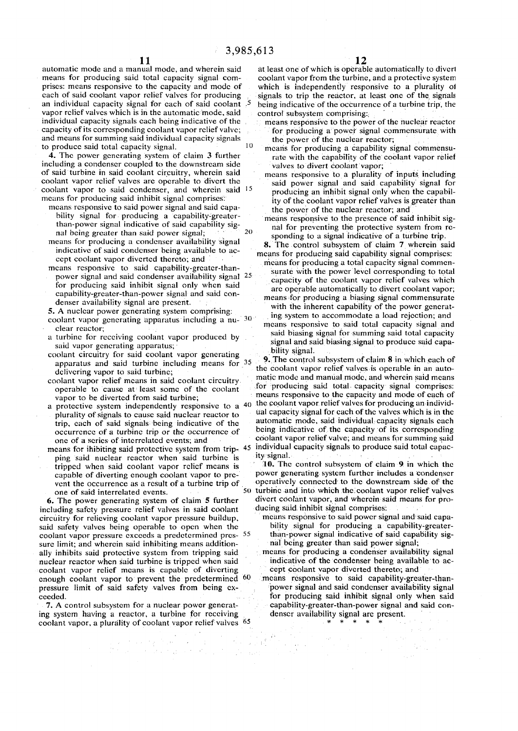automatic mode and a manual mode, and wherein said means for producing said total capacity signal comprises: means responsive to the capacity and mode of each of said coolant vapor relief valves for producing an individual capacity signal for each of said coolant vapor relief valves which is in the automatic mode, said individual capacity signals each being indicative of the capacity of its corresponding coolant vapor relief valve; and means for summing said individual capacity signals to produce said total capacity signal.

**4.** The power generating system of claim **3** further including a condenser coupled to the downstream side of said turbine in said coolant circuitry, wherein said coolant vapor relief valves are operable to divert the coolant vapor to said condenser, and wherein said means for producing said inhibit signal comprises:

- means responsive to said power signal and said capability signal for producing a capability-greater-than-power signal indicative of said capability signal being greater than said power signal;
- means for producing a condenser availability signal indicative of said condenser being available to accept coolant vapor diverted thereto; and
- means responsive to said capability-greater-than-power signal and said condenser availability signal for producing said inhibit signal only when said capability-greater-than-power signal and said condenser availability signal are present.

**5.** A nuclear power generating system comprising:

- coolant vapor generating apparatus including a nuclear reactor;
- a turbine for receiving coolant vapor produced by said vapor generating apparatus;
- coolant circuitry for said coolant vapor generating apparatus and said turbine including means for delivering vapor to said turbine;
- coolant vapor relief means in said coolant circuitry operable to cause at least some of the coolant vapor to be diverted from said turbine;
- a protective system independently responsive to a plurality of signals to cause said nuclear reactor to trip, each of said signals being indicative of the occurrence of a turbine trip or the occurrence of one of a series of interrelated events; and
- means for ihibiting said protective system from tripping said nuclear reactor when said turbine is tripped when said coolant vapor relief means is capable of diverting enough coolant vapor to prevent the occurrence as a result of a turbine trip of one of said interrelated events.

**6.** The power generating system of claim **5** further including safety pressure relief valves in said coolant circuitry for relieving coolant vapor pressure buildup, said safety valves being operable to open when the coolant vapor pressure exceeds a predetermined pressure limit; and wherein said inhibiting means additionally inhibits said protective system from tripping said nuclear reactor when said turbine is tripped when said coolant vapor relief means is capable of diverting enough coolant vapor to prevent the predetermined pressure limit of said safety valves from being exceeded.

**7.** A control subsystem for a nuclear power generating system having a reactor, a turbine for receiving coolant vapor, a plurality of coolant vapor relief valves at least one of which is operable automatically to divert coolant vapor from the turbine, and a protective system which is independently responsive to a plurality of signals to trip the reactor, at least one of the signals being indicative of the occurrence of a turbine trip, the control subsystem comprising:

- means responsive to the power of the nuclear reactor for producing a power signal commensurate with the power of the nuclear reactor;
- means for producing a capability signal commensurate with the capability of the coolant vapor relief valves to divert coolant vapor;
- means responsive to a plurality of inputs including said power signal and said capability signal for producing an inhibit signal only when the capability of the coolant vapor relief valves is greater than the power of the nuclear reactor; and
- means responsive to the presence of said inhibit signal for preventing the protective system from responding to a signal indicative of a turbine trip.

**8.** The control subsystem of claim **7** wherein said means for producing said capability signal comprises:

- means for producing a total capacity signal commensurate with the power level corresponding to total capacity of the coolant vapor relief valves which are operable automatically to divert coolant vapor;
- means for producing a biasing signal commensurate with the inherent capability of the power generating system to accommodate a load rejection; and
- means responsive to said total capacity signal and said biasing signal for summing said total capacity signal and said biasing signal to produce said capability signal.

**9.** The control subsystem of claim **8** in which each of the coolant vapor relief valves is operable in an automatic mode and manual mode, and wherein said means for producing said total capacity signal comprises: means responsive to the capacity and mode of each of the coolant vapor relief valves for producing an individual capacity signal for each of the valves which is in the automatic mode, said individual capacity signals each being indicative of the capacity of its corresponding coolant vapor relief valve; and means for summing said individual capacity signals to produce said total capacity signal.

**10.** The control subsystem of claim **9** in which the power generating system further includes a condenser operatively connected to the downstream side of the turbine and into which the coolant vapor relief valves divert coolant vapor, and wherein said means for producing said inhibit signal comprises:

- means responsive to said power signal and said capability signal for producing a capability-greater-than-power signal indicative of said capability signal being greater than said power signal;
- means for producing a condenser availability signal indicative of the condenser being available to accept coolant vapor diverted thereto; and
- means responsive to said capability-greater-than-power signal and said condenser availability signal for producing said inhibit signal only when said capability-greater-than-power signal and said condenser availability signal are present.

* * * * *